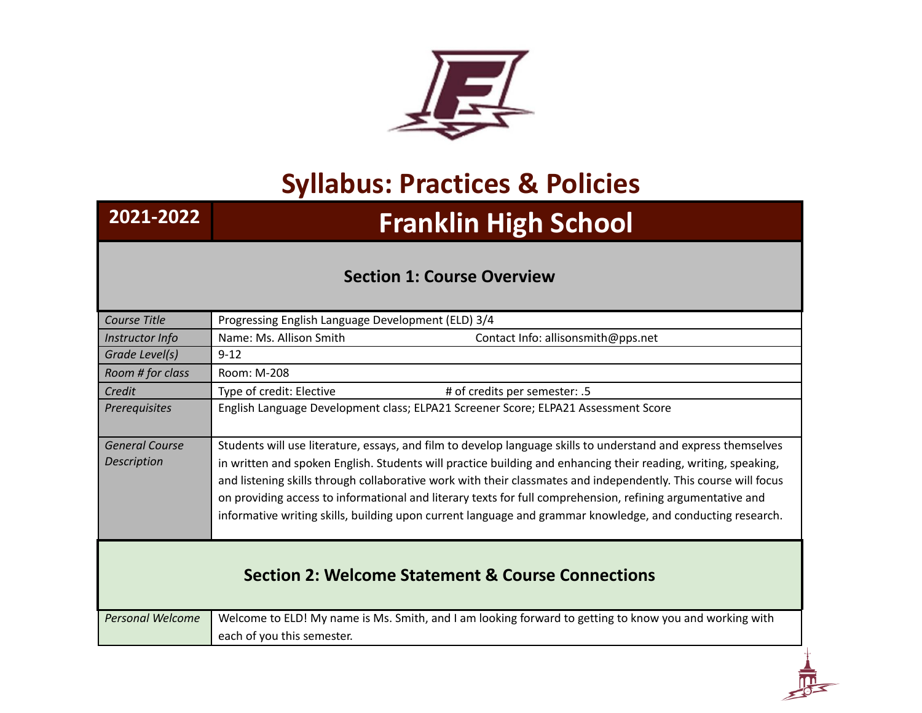# Syllabus: Practices & Policies

| 2021-2022 | Franklin High School |
|---|---|

## Section 1: Course Overview

| | |
|---|---|
| *Course Title* | Progressing English Language Development (ELD) 3/4 |
| *Instructor Info* | Name: Ms. Allison Smith Contact Info: allisonsmith@pps.net |
| *Grade Level(s)* | 9-12 |
| *Room # for class* | Room: M-208 |
| *Credit* | Type of credit: Elective # of credits per semester: .5 |
| *Prerequisites* | English Language Development class; ELPA21 Screener Score; ELPA21 Assessment Score |
| *General Course Description* | Students will use literature, essays, and film to develop language skills to understand and express themselves in written and spoken English. Students will practice building and enhancing their reading, writing, speaking, and listening skills through collaborative work with their classmates and independently. This course will focus on providing access to informational and literary texts for full comprehension, refining argumentative and informative writing skills, building upon current language and grammar knowledge, and conducting research. |

## Section 2: Welcome Statement & Course Connections

| | |
|---|---|
| *Personal Welcome* | Welcome to ELD! My name is Ms. Smith, and I am looking forward to getting to know you and working with each of you this semester. |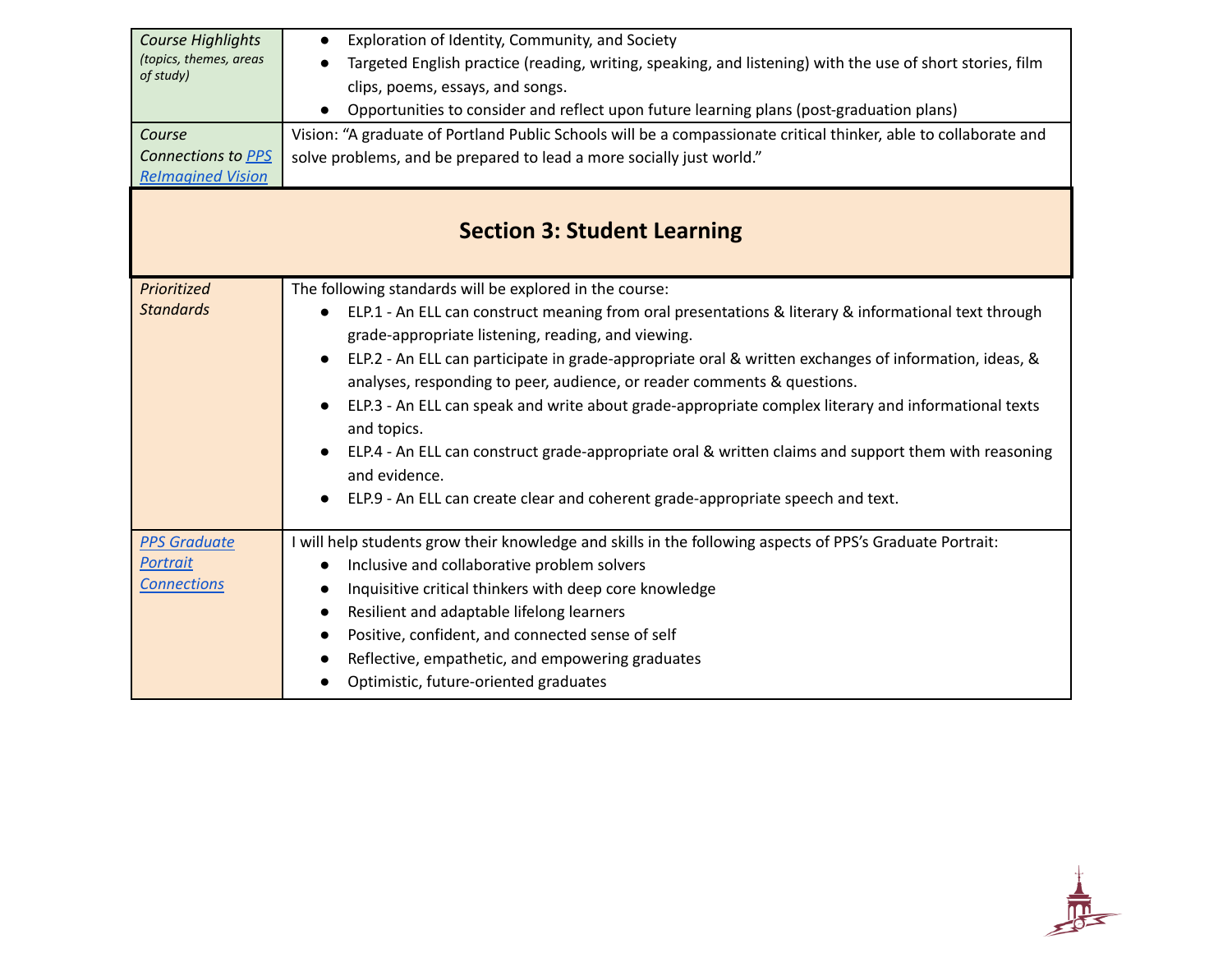| | |
|---|---|
| *Course Highlights* *(topics, themes, areas of study)* | • Exploration of Identity, Community, and Society<br>• Targeted English practice (reading, writing, speaking, and listening) with the use of short stories, film clips, poems, essays, and songs.<br>• Opportunities to consider and reflect upon future learning plans (post-graduation plans) |
| *Course Connections to PPS ReImagined Vision* | Vision: "A graduate of Portland Public Schools will be a compassionate critical thinker, able to collaborate and solve problems, and be prepared to lead a more socially just world." |

## Section 3: Student Learning

| | |
|---|---|
| *Prioritized Standards* | The following standards will be explored in the course:<br>• ELP.1 - An ELL can construct meaning from oral presentations & literary & informational text through grade-appropriate listening, reading, and viewing.<br>• ELP.2 - An ELL can participate in grade-appropriate oral & written exchanges of information, ideas, & analyses, responding to peer, audience, or reader comments & questions.<br>• ELP.3 - An ELL can speak and write about grade-appropriate complex literary and informational texts and topics.<br>• ELP.4 - An ELL can construct grade-appropriate oral & written claims and support them with reasoning and evidence.<br>• ELP.9 - An ELL can create clear and coherent grade-appropriate speech and text. |
| *PPS Graduate Portrait Connections* | I will help students grow their knowledge and skills in the following aspects of PPS's Graduate Portrait:<br>• Inclusive and collaborative problem solvers<br>• Inquisitive critical thinkers with deep core knowledge<br>• Resilient and adaptable lifelong learners<br>• Positive, confident, and connected sense of self<br>• Reflective, empathetic, and empowering graduates<br>• Optimistic, future-oriented graduates |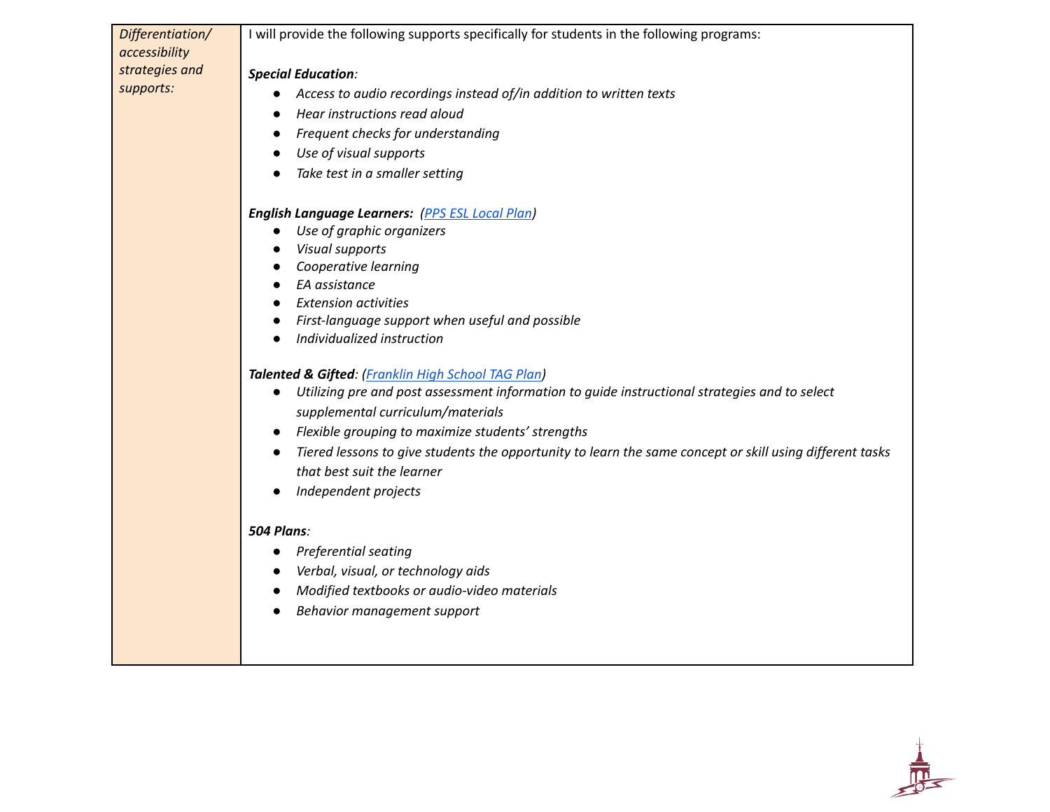| *Differentiation/ accessibility strategies and supports:* | I will provide the following supports specifically for students in the following programs:<br><br>***Special Education****:*<br>● *Access to audio recordings instead of/in addition to written texts*<br>● *Hear instructions read aloud*<br>● *Frequent checks for understanding*<br>● *Use of visual supports*<br>● *Take test in a smaller setting*<br><br>***English Language Learners:*** *(PPS ESL Local Plan)*<br>● *Use of graphic organizers*<br>● *Visual supports*<br>● *Cooperative learning*<br>● *EA assistance*<br>● *Extension activities*<br>● *First-language support when useful and possible*<br>● *Individualized instruction*<br><br>***Talented & Gifted****: (Franklin High School TAG Plan)*<br>● *Utilizing pre and post assessment information to guide instructional strategies and to select supplemental curriculum/materials*<br>● *Flexible grouping to maximize students' strengths*<br>● *Tiered lessons to give students the opportunity to learn the same concept or skill using different tasks that best suit the learner*<br>● *Independent projects*<br><br>***504 Plans****:*<br>● *Preferential seating*<br>● *Verbal, visual, or technology aids*<br>● *Modified textbooks or audio-video materials*<br>● *Behavior management support* |
|---|---|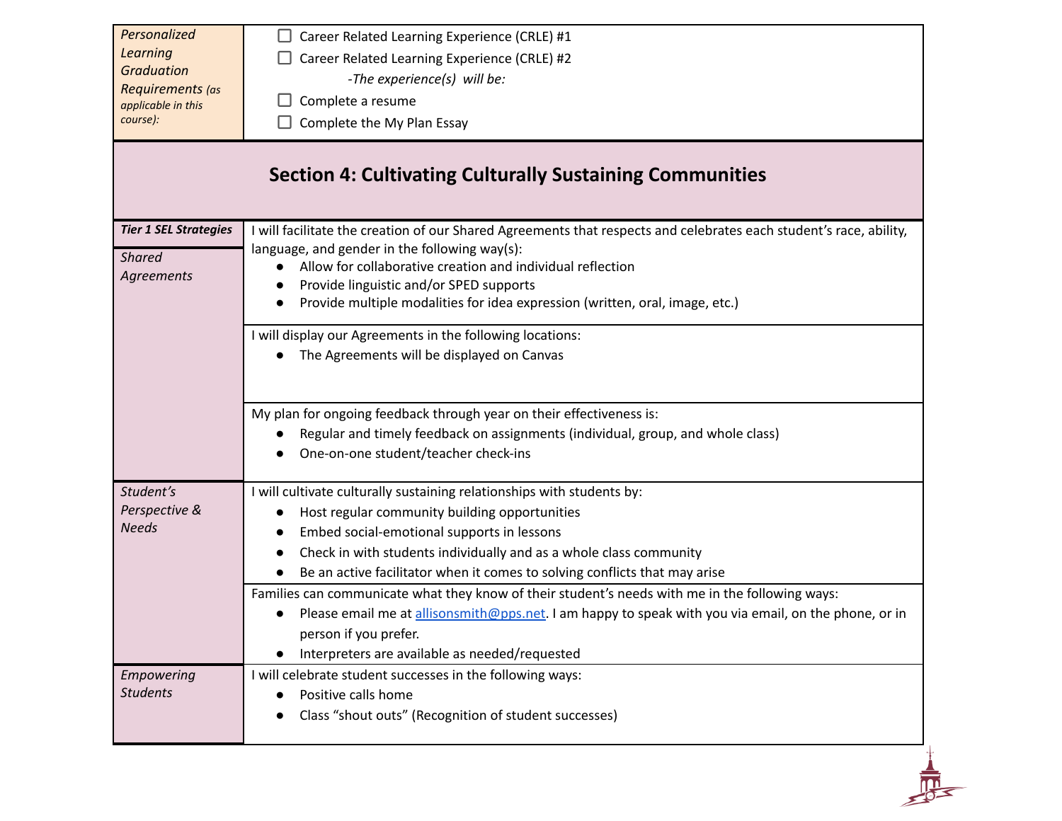| *Personalized Learning Graduation Requirements (as applicable in this course):* | ☐ Career Related Learning Experience (CRLE) #1<br>☐ Career Related Learning Experience (CRLE) #2<br>*-The experience(s) will be:*<br>☐ Complete a resume<br>☐ Complete the My Plan Essay |
|---|---|

## Section 4: Cultivating Culturally Sustaining Communities

| ***Tier 1 SEL Strategies*** | |
|---|---|
| *Shared Agreements* | I will facilitate the creation of our Shared Agreements that respects and celebrates each student's race, ability, language, and gender in the following way(s):<br>• Allow for collaborative creation and individual reflection<br>• Provide linguistic and/or SPED supports<br>• Provide multiple modalities for idea expression (written, oral, image, etc.) |
| | I will display our Agreements in the following locations:<br>• The Agreements will be displayed on Canvas |
| | My plan for ongoing feedback through year on their effectiveness is:<br>• Regular and timely feedback on assignments (individual, group, and whole class)<br>• One-on-one student/teacher check-ins |
| *Student's Perspective & Needs* | I will cultivate culturally sustaining relationships with students by:<br>• Host regular community building opportunities<br>• Embed social-emotional supports in lessons<br>• Check in with students individually and as a whole class community<br>• Be an active facilitator when it comes to solving conflicts that may arise |
| | Families can communicate what they know of their student's needs with me in the following ways:<br>• Please email me at allisonsmith@pps.net. I am happy to speak with you via email, on the phone, or in person if you prefer.<br>• Interpreters are available as needed/requested |
| *Empowering Students* | I will celebrate student successes in the following ways:<br>• Positive calls home<br>• Class "shout outs" (Recognition of student successes) |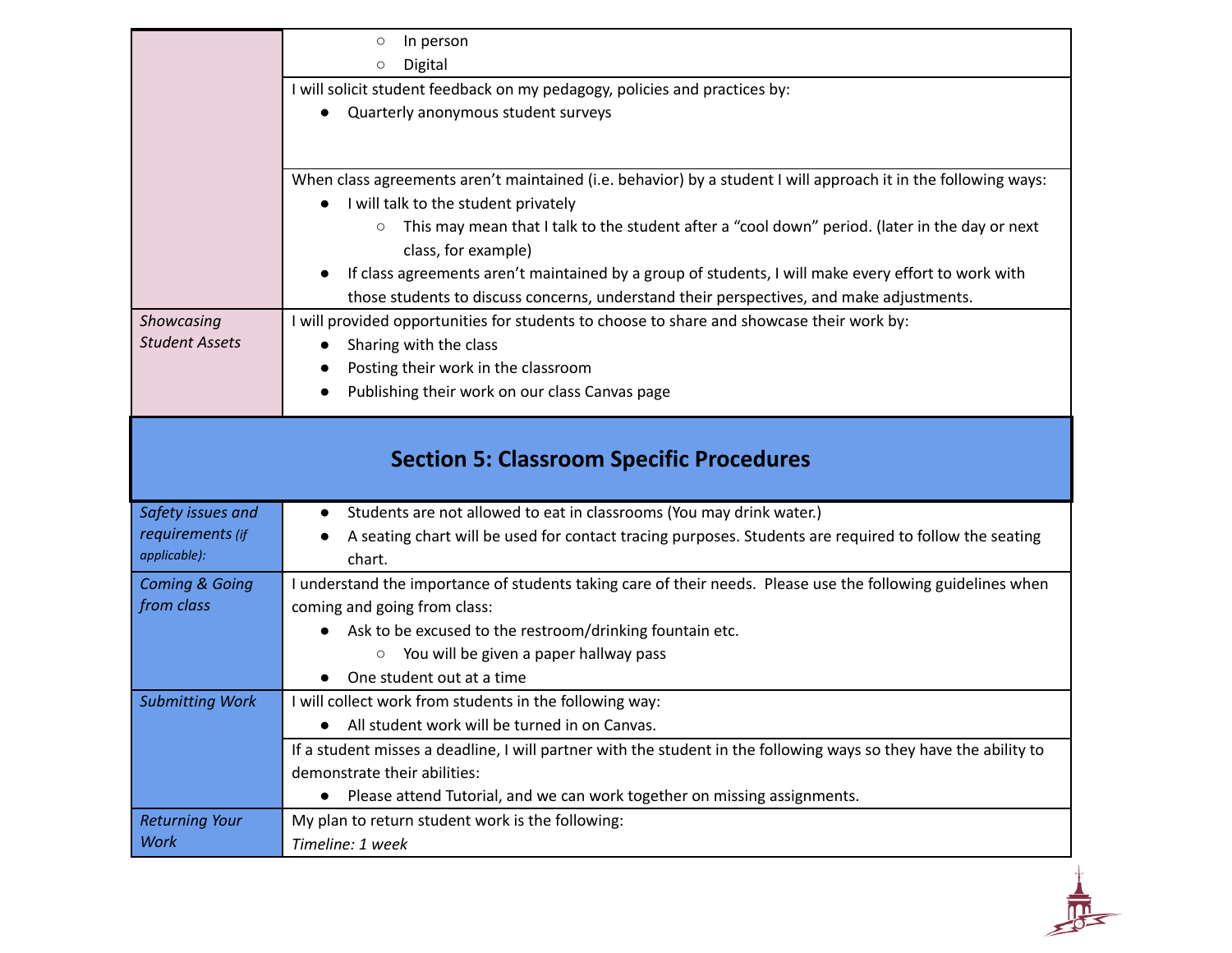| | |
|---|---|
| | ○ In person<br>○ Digital |
| | I will solicit student feedback on my pedagogy, policies and practices by:<br>● Quarterly anonymous student surveys |
| | When class agreements aren't maintained (i.e. behavior) by a student I will approach it in the following ways:<br>● I will talk to the student privately<br>○ This may mean that I talk to the student after a "cool down" period. (later in the day or next class, for example)<br>● If class agreements aren't maintained by a group of students, I will make every effort to work with those students to discuss concerns, understand their perspectives, and make adjustments. |
| *Showcasing Student Assets* | I will provided opportunities for students to choose to share and showcase their work by:<br>● Sharing with the class<br>● Posting their work in the classroom<br>● Publishing their work on our class Canvas page |

## Section 5: Classroom Specific Procedures

| | |
|---|---|
| *Safety issues and requirements (if applicable):* | ● Students are not allowed to eat in classrooms (You may drink water.)<br>● A seating chart will be used for contact tracing purposes. Students are required to follow the seating chart. |
| *Coming & Going from class* | I understand the importance of students taking care of their needs. Please use the following guidelines when coming and going from class:<br>● Ask to be excused to the restroom/drinking fountain etc.<br>○ You will be given a paper hallway pass<br>● One student out at a time |
| *Submitting Work* | I will collect work from students in the following way:<br>● All student work will be turned in on Canvas. |
| | If a student misses a deadline, I will partner with the student in the following ways so they have the ability to demonstrate their abilities:<br>● Please attend Tutorial, and we can work together on missing assignments. |
| *Returning Your Work* | My plan to return student work is the following:<br>*Timeline: 1 week* |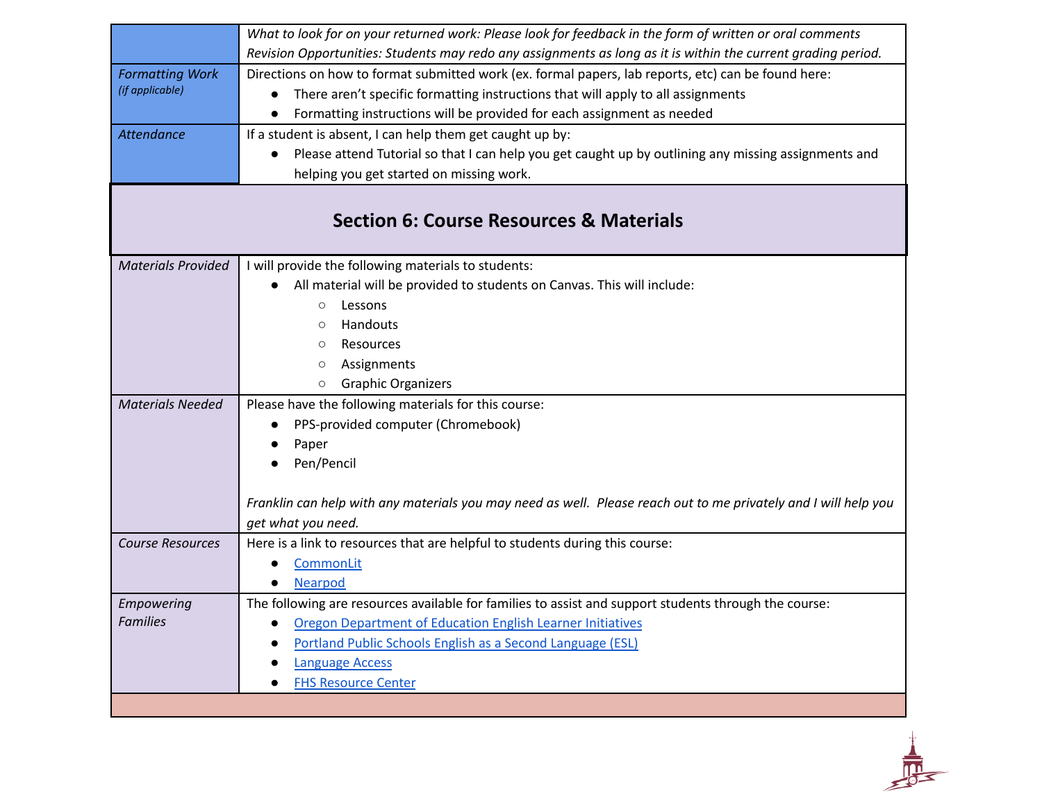| | |
|---|---|
| | *What to look for on your returned work: Please look for feedback in the form of written or oral comments*<br>*Revision Opportunities: Students may redo any assignments as long as it is within the current grading period.* |
| *Formatting Work* *(if applicable)* | Directions on how to format submitted work (ex. formal papers, lab reports, etc) can be found here:<br>● There aren't specific formatting instructions that will apply to all assignments<br>● Formatting instructions will be provided for each assignment as needed |
| *Attendance* | If a student is absent, I can help them get caught up by:<br>● Please attend Tutorial so that I can help you get caught up by outlining any missing assignments and helping you get started on missing work. |

## Section 6: Course Resources & Materials

| | |
|---|---|
| *Materials Provided* | I will provide the following materials to students:<br>● All material will be provided to students on Canvas. This will include:<br>○ Lessons<br>○ Handouts<br>○ Resources<br>○ Assignments<br>○ Graphic Organizers |
| *Materials Needed* | Please have the following materials for this course:<br>● PPS-provided computer (Chromebook)<br>● Paper<br>● Pen/Pencil<br><br>*Franklin can help with any materials you may need as well. Please reach out to me privately and I will help you get what you need.* |
| *Course Resources* | Here is a link to resources that are helpful to students during this course:<br>● CommonLit<br>● Nearpod |
| *Empowering Families* | The following are resources available for families to assist and support students through the course:<br>● Oregon Department of Education English Learner Initiatives<br>● Portland Public Schools English as a Second Language (ESL)<br>● Language Access<br>● FHS Resource Center |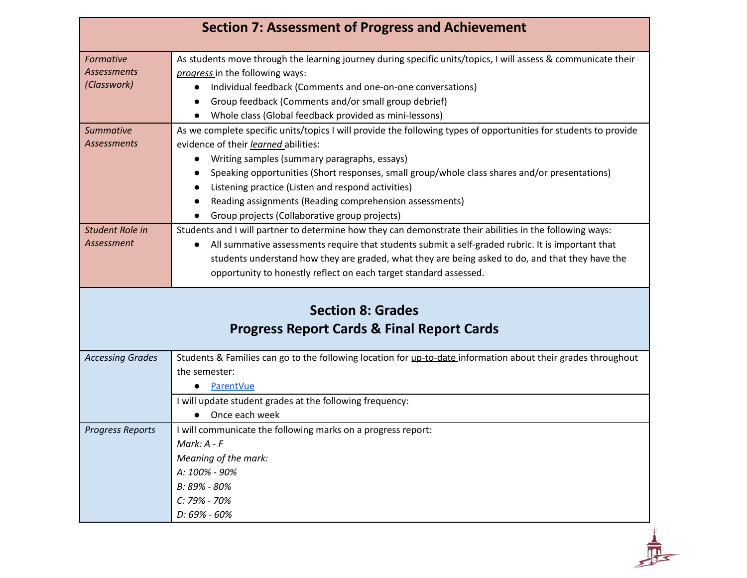## Section 7: Assessment of Progress and Achievement

| | |
|---|---|
| *Formative Assessments (Classwork)* | As students move through the learning journey during specific units/topics, I will assess & communicate their *progress* in the following ways:<br>● Individual feedback (Comments and one-on-one conversations)<br>● Group feedback (Comments and/or small group debrief)<br>● Whole class (Global feedback provided as mini-lessons) |
| *Summative Assessments* | As we complete specific units/topics I will provide the following types of opportunities for students to provide evidence of their *learned* abilities:<br>● Writing samples (summary paragraphs, essays)<br>● Speaking opportunities (Short responses, small group/whole class shares and/or presentations)<br>● Listening practice (Listen and respond activities)<br>● Reading assignments (Reading comprehension assessments)<br>● Group projects (Collaborative group projects) |
| *Student Role in Assessment* | Students and I will partner to determine how they can demonstrate their abilities in the following ways:<br>● All summative assessments require that students submit a self-graded rubric. It is important that students understand how they are graded, what they are being asked to do, and that they have the opportunity to honestly reflect on each target standard assessed. |

## Section 8: Grades
## Progress Report Cards & Final Report Cards

| | |
|---|---|
| *Accessing Grades* | Students & Families can go to the following location for up-to-date information about their grades throughout the semester:<br>● ParentVue |
| | I will update student grades at the following frequency:<br>● Once each week |
| *Progress Reports* | I will communicate the following marks on a progress report:<br>*Mark: A - F*<br>*Meaning of the mark:*<br>*A: 100% - 90%*<br>*B: 89% - 80%*<br>*C: 79% - 70%*<br>*D: 69% - 60%* |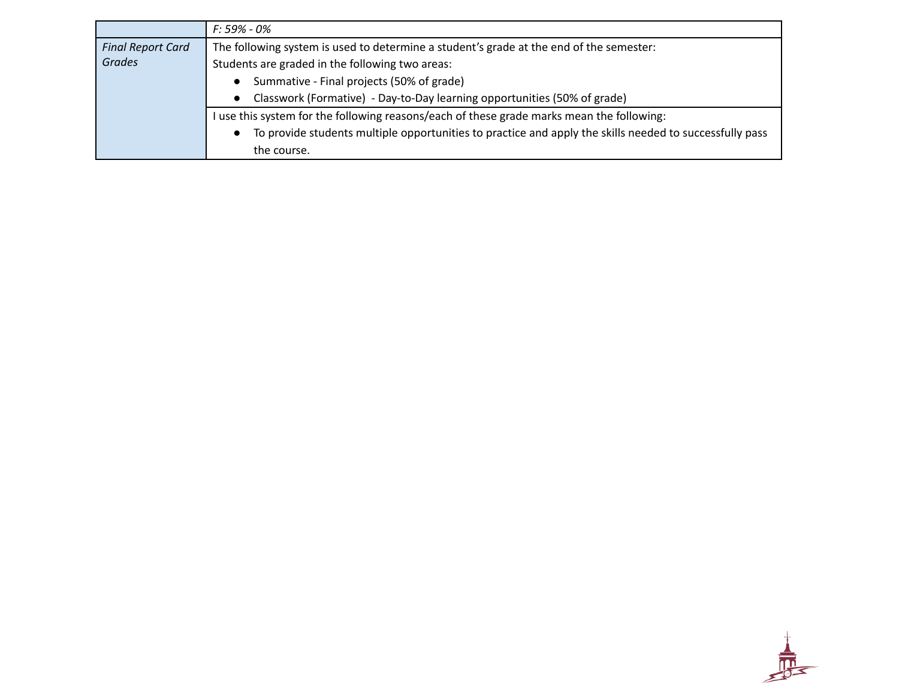| | |
|---|---|
| | *F: 59% - 0%* |
| *Final Report Card Grades* | The following system is used to determine a student's grade at the end of the semester:<br>Students are graded in the following two areas:<br>● Summative - Final projects (50% of grade)<br>● Classwork (Formative) - Day-to-Day learning opportunities (50% of grade) |
| | I use this system for the following reasons/each of these grade marks mean the following:<br>● To provide students multiple opportunities to practice and apply the skills needed to successfully pass the course. |